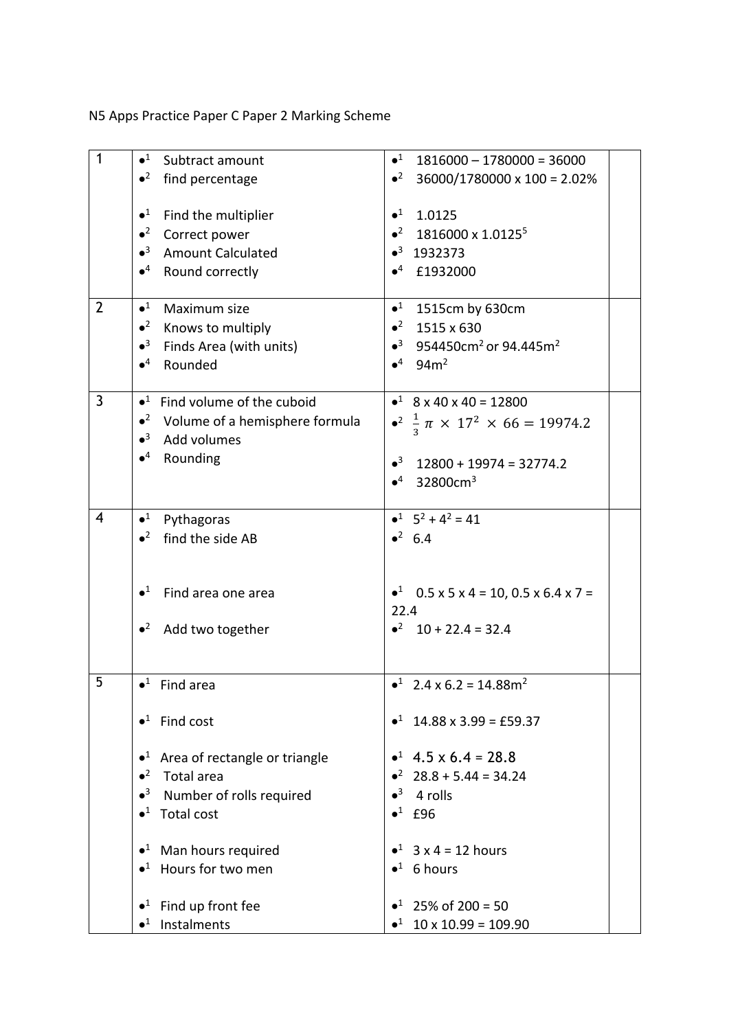N5 Apps Practice Paper C Paper 2 Marking Scheme

| | | | |
|---|---|---|---|
| 1 | •[1] Subtract amount<br>•[2] find percentage<br><br>•[1] Find the multiplier<br>•[2] Correct power<br>•[3] Amount Calculated<br>•[4] Round correctly | •[1] 1816000 – 1780000 = 36000<br>•[2] 36000/1780000 x 100 = 2.02%<br><br>•[1] 1.0125<br>•[2] $1816000 \times 1.0125^5$<br>•[3] 1932373<br>•[4] £1932000 | |
| 2 | •[1] Maximum size<br>•[2] Knows to multiply<br>•[3] Finds Area (with units)<br>•[4] Rounded | •[1] 1515cm by 630cm<br>•[2] 1515 x 630<br>•[3] $954450\text{cm}^2$ or $94.445\text{m}^2$<br>•[4] $94\text{m}^2$ | |
| 3 | •[1] Find volume of the cuboid<br>•[2] Volume of a hemisphere formula<br>•[3] Add volumes<br>•[4] Rounding | •[1] 8 x 40 x 40 = 12800<br>•[2] $\frac{1}{3}\pi \times 17^2 \times 66 = 19974.2$<br><br>•[3] 12800 + 19974 = 32774.2<br>•[4] $32800\text{cm}^3$ | |
| 4 | •[1] Pythagoras<br>•[2] find the side AB<br><br><br>•[1] Find area one area<br><br>•[2] Add two together | •[1] $5^2 + 4^2 = 41$<br>•[2] 6.4<br><br><br>•[1] 0.5 x 5 x 4 = 10, 0.5 x 6.4 x 7 = 22.4<br>•[2] 10 + 22.4 = 32.4 | |
| 5 | •[1] Find area<br><br>•[1] Find cost<br><br>•[1] Area of rectangle or triangle<br>•[2] Total area<br>•[3] Number of rolls required<br>•[1] Total cost<br><br>•[1] Man hours required<br>•[1] Hours for two men<br><br>•[1] Find up front fee<br>•[1] Instalments | •[1] $2.4 \times 6.2 = 14.88\text{m}^2$<br><br>•[1] 14.88 x 3.99 = £59.37<br><br>•[1] 4.5 x 6.4 = 28.8<br>•[2] 28.8 + 5.44 = 34.24<br>•[3] 4 rolls<br>•[1] £96<br><br>•[1] 3 x 4 = 12 hours<br>•[1] 6 hours<br><br>•[1] 25% of 200 = 50<br>•[1] 10 x 10.99 = 109.90 | |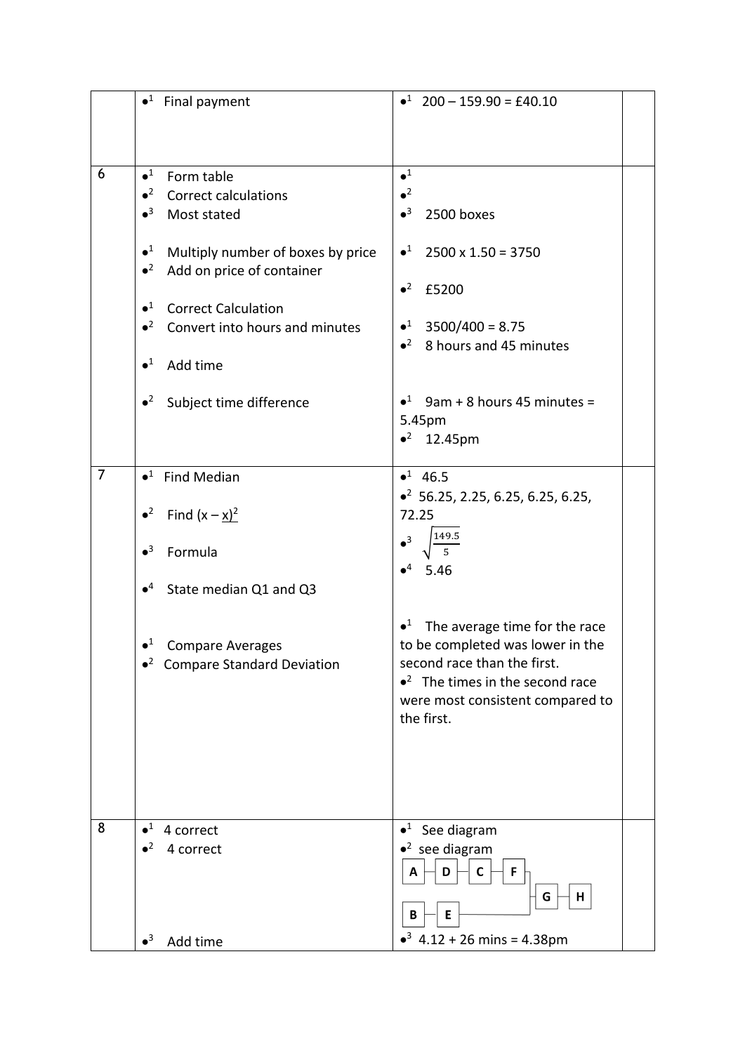|  |  |  |  |
|---|---|---|---|
|  | •[1] Final payment | •[1] 200 – 159.90 = £40.10 |  |
| 6 | •[1] Form table<br>•[2] Correct calculations<br>•[3] Most stated<br><br>•[1] Multiply number of boxes by price<br>•[2] Add on price of container<br><br>•[1] Correct Calculation<br>•[2] Convert into hours and minutes<br><br>•[1] Add time<br><br>•[2] Subject time difference | •[1]<br>•[2]<br>•[3] 2500 boxes<br><br>•[1] 2500 x 1.50 = 3750<br><br>•[2] £5200<br><br>•[1] 3500/400 = 8.75<br>•[2] 8 hours and 45 minutes<br><br><br>•[1] 9am + 8 hours 45 minutes = 5.45pm<br>•[2] 12.45pm |  |
| 7 | •[1] Find Median<br><br>•[2] Find $(x - \underline{x})^2$<br><br>•[3] Formula<br><br>•[4] State median Q1 and Q3<br><br><br>•[1] Compare Averages<br>•[2] Compare Standard Deviation | •[1] 46.5<br>•[2] 56.25, 2.25, 6.25, 6.25, 6.25, 72.25<br>•[3] $\sqrt{\frac{149.5}{5}}$<br>•[4] 5.46<br><br><br>•[1] The average time for the race to be completed was lower in the second race than the first.<br>•[2] The times in the second race were most consistent compared to the first. |  |
| 8 | •[1] 4 correct<br>•[2] 4 correct<br><br><br><br>•[3] Add time | •[1] See diagram<br>•[2] see diagram<br>A – D – C – F → G – H<br>B – E → G<br>•[3] 4.12 + 26 mins = 4.38pm |  |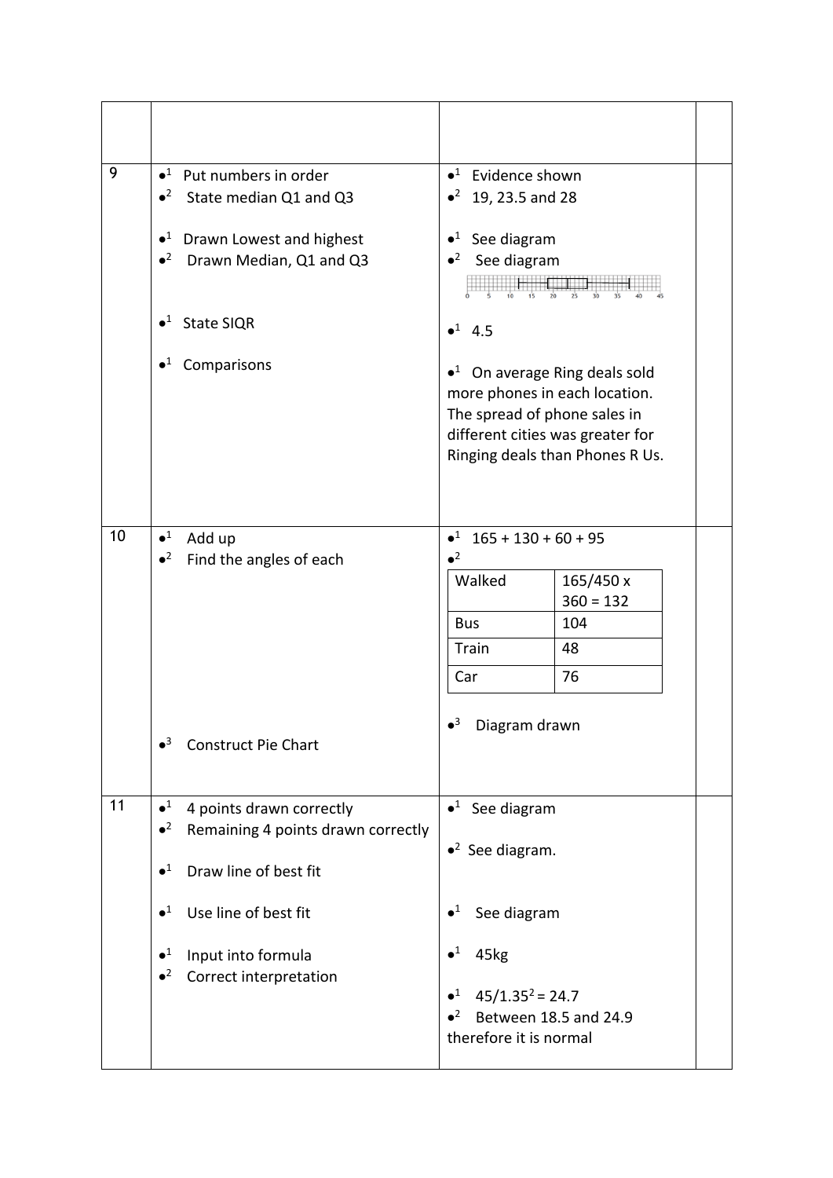| | | | |
|---|---|---|---|
| | | | |
| 9 | •[1] Put numbers in order<br>•[2] State median Q1 and Q3<br><br>•[1] Drawn Lowest and highest<br>•[2] Drawn Median, Q1 and Q3<br><br>•[1] State SIQR<br><br>•[1] Comparisons | •[1] Evidence shown<br>•[2] 19, 23.5 and 28<br><br>•[1] See diagram<br>•[2] See diagram<br>0 5 10 15 20 25 30 35 40 45<br><br>•[1] 4.5<br><br>•[1] On average Ring deals sold more phones in each location. The spread of phone sales in different cities was greater for Ringing deals than Phones R Us. | |
| 10 | •[1] Add up<br>•[2] Find the angles of each<br><br>•[3] Construct Pie Chart | •[1] 165 + 130 + 60 + 95<br>•[2]<br>Walked: 165/450 x 360 = 132<br>Bus: 104<br>Train: 48<br>Car: 76<br><br>•[3] Diagram drawn | |
| 11 | •[1] 4 points drawn correctly<br>•[2] Remaining 4 points drawn correctly<br><br>•[1] Draw line of best fit<br><br>•[1] Use line of best fit<br><br>•[1] Input into formula<br>•[2] Correct interpretation | •[1] See diagram<br><br>•[2] See diagram.<br><br>•[1] See diagram<br><br>•[1] 45kg<br><br>•[1] $45/1.35^2 = 24.7$<br>•[2] Between 18.5 and 24.9 therefore it is normal | |